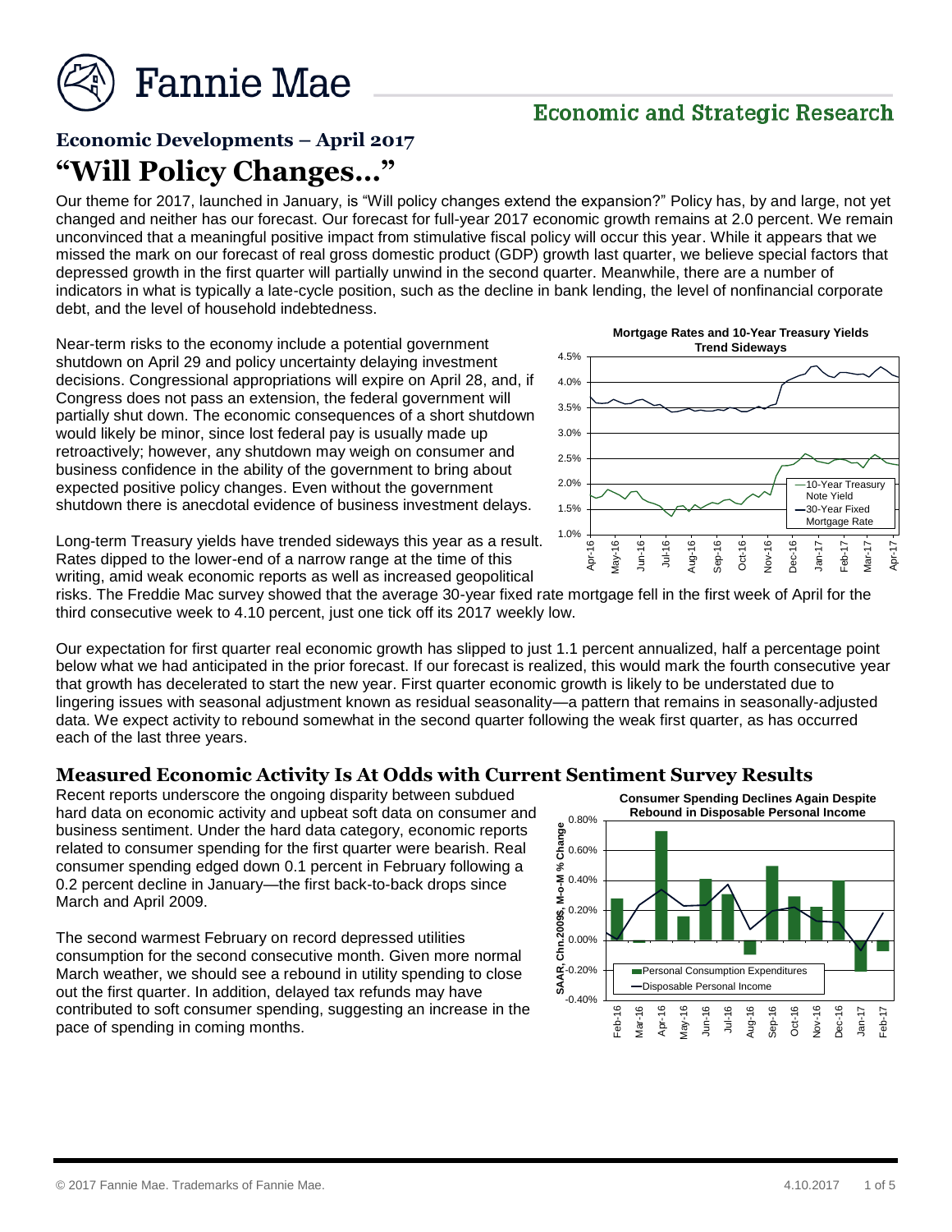Fannie Mae

Economic and Strategic Research

## Economic Developments – April 2017

# "Will Policy Changes…"

Our theme for 2017, launched in January, is "Will policy changes extend the expansion?" Policy has, by and large, not yet changed and neither has our forecast. Our forecast for full-year 2017 economic growth remains at 2.0 percent. We remain unconvinced that a meaningful positive impact from stimulative fiscal policy will occur this year. While it appears that we missed the mark on our forecast of real gross domestic product (GDP) growth last quarter, we believe special factors that depressed growth in the first quarter will partially unwind in the second quarter. Meanwhile, there are a number of indicators in what is typically a late-cycle position, such as the decline in bank lending, the level of nonfinancial corporate debt, and the level of household indebtedness.

Near-term risks to the economy include a potential government shutdown on April 29 and policy uncertainty delaying investment decisions. Congressional appropriations will expire on April 28, and, if Congress does not pass an extension, the federal government will partially shut down. The economic consequences of a short shutdown would likely be minor, since lost federal pay is usually made up retroactively; however, any shutdown may weigh on consumer and business confidence in the ability of the government to bring about expected positive policy changes. Even without the government shutdown there is anecdotal evidence of business investment delays.

Long-term Treasury yields have trended sideways this year as a result. Rates dipped to the lower-end of a narrow range at the time of this writing, amid weak economic reports as well as increased geopolitical risks. The Freddie Mac survey showed that the average 30-year fixed rate mortgage fell in the first week of April for the third consecutive week to 4.10 percent, just one tick off its 2017 weekly low.

**Mortgage Rates and 10-Year Treasury Yields Trend Sideways**

Our expectation for first quarter real economic growth has slipped to just 1.1 percent annualized, half a percentage point below what we had anticipated in the prior forecast. If our forecast is realized, this would mark the fourth consecutive year that growth has decelerated to start the new year. First quarter economic growth is likely to be understated due to lingering issues with seasonal adjustment known as residual seasonality—a pattern that remains in seasonally-adjusted data. We expect activity to rebound somewhat in the second quarter following the weak first quarter, as has occurred each of the last three years.

### Measured Economic Activity Is At Odds with Current Sentiment Survey Results

Recent reports underscore the ongoing disparity between subdued hard data on economic activity and upbeat soft data on consumer and business sentiment. Under the hard data category, economic reports related to consumer spending for the first quarter were bearish. Real consumer spending edged down 0.1 percent in February following a 0.2 percent decline in January—the first back-to-back drops since March and April 2009.

The second warmest February on record depressed utilities consumption for the second consecutive month. Given more normal March weather, we should see a rebound in utility spending to close out the first quarter. In addition, delayed tax refunds may have contributed to soft consumer spending, suggesting an increase in the pace of spending in coming months.

**Consumer Spending Declines Again Despite Rebound in Disposable Personal Income**

© 2017 Fannie Mae. Trademarks of Fannie Mae. 4.10.2017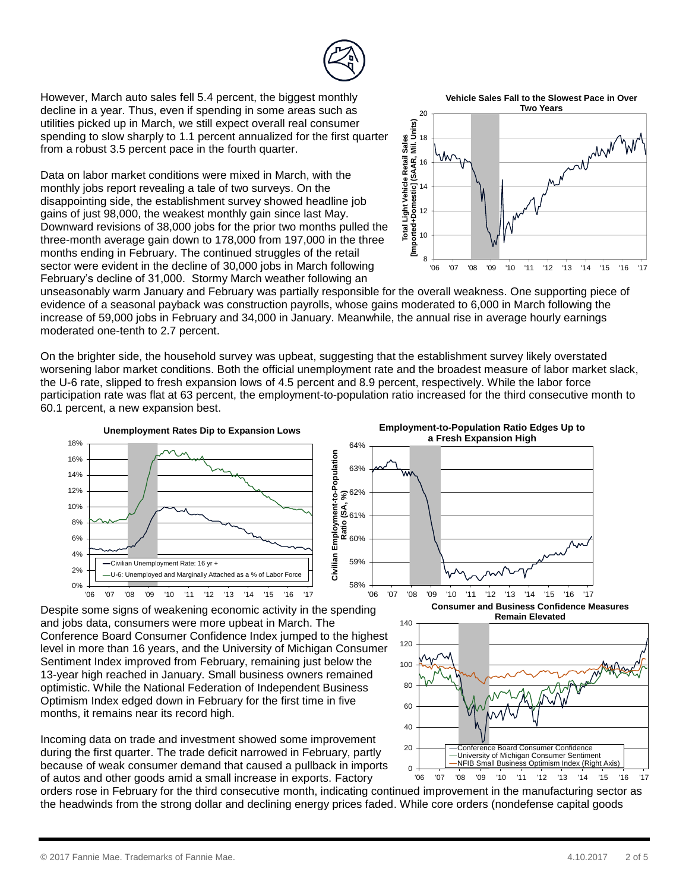However, March auto sales fell 5.4 percent, the biggest monthly decline in a year. Thus, even if spending in some areas such as utilities picked up in March, we still expect overall real consumer spending to slow sharply to 1.1 percent annualized for the first quarter from a robust 3.5 percent pace in the fourth quarter.

**Vehicle Sales Fall to the Slowest Pace in Over Two Years**

Data on labor market conditions were mixed in March, with the monthly jobs report revealing a tale of two surveys. On the disappointing side, the establishment survey showed headline job gains of just 98,000, the weakest monthly gain since last May. Downward revisions of 38,000 jobs for the prior two months pulled the three-month average gain down to 178,000 from 197,000 in the three months ending in February. The continued struggles of the retail sector were evident in the decline of 30,000 jobs in March following February's decline of 31,000. Stormy March weather following an unseasonably warm January and February was partially responsible for the overall weakness. One supporting piece of evidence of a seasonal payback was construction payrolls, whose gains moderated to 6,000 in March following the increase of 59,000 jobs in February and 34,000 in January. Meanwhile, the annual rise in average hourly earnings moderated one-tenth to 2.7 percent.

On the brighter side, the household survey was upbeat, suggesting that the establishment survey likely overstated worsening labor market conditions. Both the official unemployment rate and the broadest measure of labor market slack, the U-6 rate, slipped to fresh expansion lows of 4.5 percent and 8.9 percent, respectively. While the labor force participation rate was flat at 63 percent, the employment-to-population ratio increased for the third consecutive month to 60.1 percent, a new expansion best.

**Unemployment Rates Dip to Expansion Lows**

**Employment-to-Population Ratio Edges Up to a Fresh Expansion High**

Despite some signs of weakening economic activity in the spending and jobs data, consumers were more upbeat in March. The Conference Board Consumer Confidence Index jumped to the highest level in more than 16 years, and the University of Michigan Consumer Sentiment Index improved from February, remaining just below the 13-year high reached in January. Small business owners remained optimistic. While the National Federation of Independent Business Optimism Index edged down in February for the first time in five months, it remains near its record high.

**Consumer and Business Confidence Measures Remain Elevated**

Incoming data on trade and investment showed some improvement during the first quarter. The trade deficit narrowed in February, partly because of weak consumer demand that caused a pullback in imports of autos and other goods amid a small increase in exports. Factory orders rose in February for the third consecutive month, indicating continued improvement in the manufacturing sector as the headwinds from the strong dollar and declining energy prices faded. While core orders (nondefense capital goods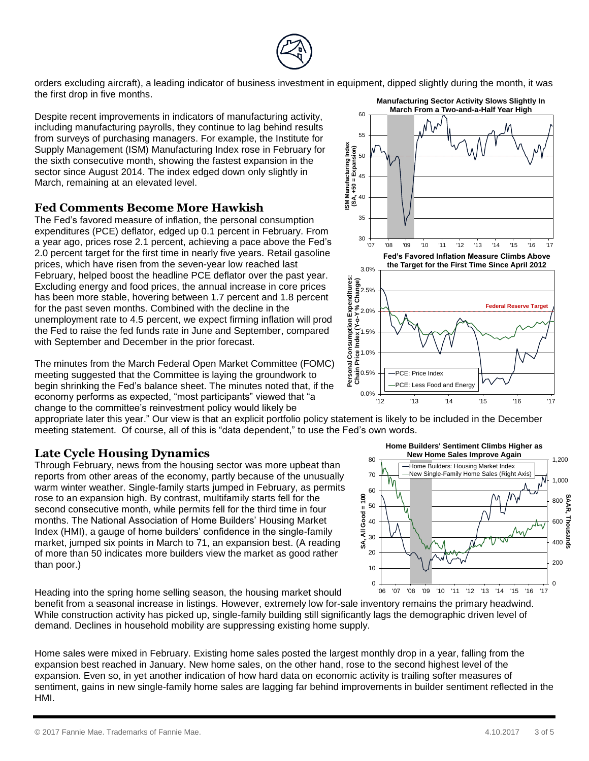orders excluding aircraft), a leading indicator of business investment in equipment, dipped slightly during the month, it was the first drop in five months.

Despite recent improvements in indicators of manufacturing activity, including manufacturing payrolls, they continue to lag behind results from surveys of purchasing managers. For example, the Institute for Supply Management (ISM) Manufacturing Index rose in February for the sixth consecutive month, showing the fastest expansion in the sector since August 2014. The index edged down only slightly in March, remaining at an elevated level.

**Manufacturing Sector Activity Slows Slightly In March From a Two-and-a-Half Year High**

## Fed Comments Become More Hawkish

The Fed's favored measure of inflation, the personal consumption expenditures (PCE) deflator, edged up 0.1 percent in February. From a year ago, prices rose 2.1 percent, achieving a pace above the Fed's 2.0 percent target for the first time in nearly five years. Retail gasoline prices, which have risen from the seven-year low reached last February, helped boost the headline PCE deflator over the past year. Excluding energy and food prices, the annual increase in core prices has been more stable, hovering between 1.7 percent and 1.8 percent for the past seven months. Combined with the decline in the unemployment rate to 4.5 percent, we expect firming inflation will prod the Fed to raise the fed funds rate in June and September, compared with September and December in the prior forecast.

**Fed's Favored Inflation Measure Climbs Above the Target for the First Time Since April 2012**

The minutes from the March Federal Open Market Committee (FOMC) meeting suggested that the Committee is laying the groundwork to begin shrinking the Fed's balance sheet. The minutes noted that, if the economy performs as expected, "most participants" viewed that "a change to the committee's reinvestment policy would likely be appropriate later this year." Our view is that an explicit portfolio policy statement is likely to be included in the December meeting statement. Of course, all of this is "data dependent," to use the Fed's own words.

## Late Cycle Housing Dynamics

Through February, news from the housing sector was more upbeat than reports from other areas of the economy, partly because of the unusually warm winter weather. Single-family starts jumped in February, as permits rose to an expansion high. By contrast, multifamily starts fell for the second consecutive month, while permits fell for the third time in four months. The National Association of Home Builders' Housing Market Index (HMI), a gauge of home builders' confidence in the single-family market, jumped six points in March to 71, an expansion best. (A reading of more than 50 indicates more builders view the market as good rather than poor.)

**Home Builders' Sentiment Climbs Higher as New Home Sales Improve Again**

Heading into the spring home selling season, the housing market should benefit from a seasonal increase in listings. However, extremely low for-sale inventory remains the primary headwind. While construction activity has picked up, single-family building still significantly lags the demographic driven level of demand. Declines in household mobility are suppressing existing home supply.

Home sales were mixed in February. Existing home sales posted the largest monthly drop in a year, falling from the expansion best reached in January. New home sales, on the other hand, rose to the second highest level of the expansion. Even so, in yet another indication of how hard data on economic activity is trailing softer measures of sentiment, gains in new single-family home sales are lagging far behind improvements in builder sentiment reflected in the HMI.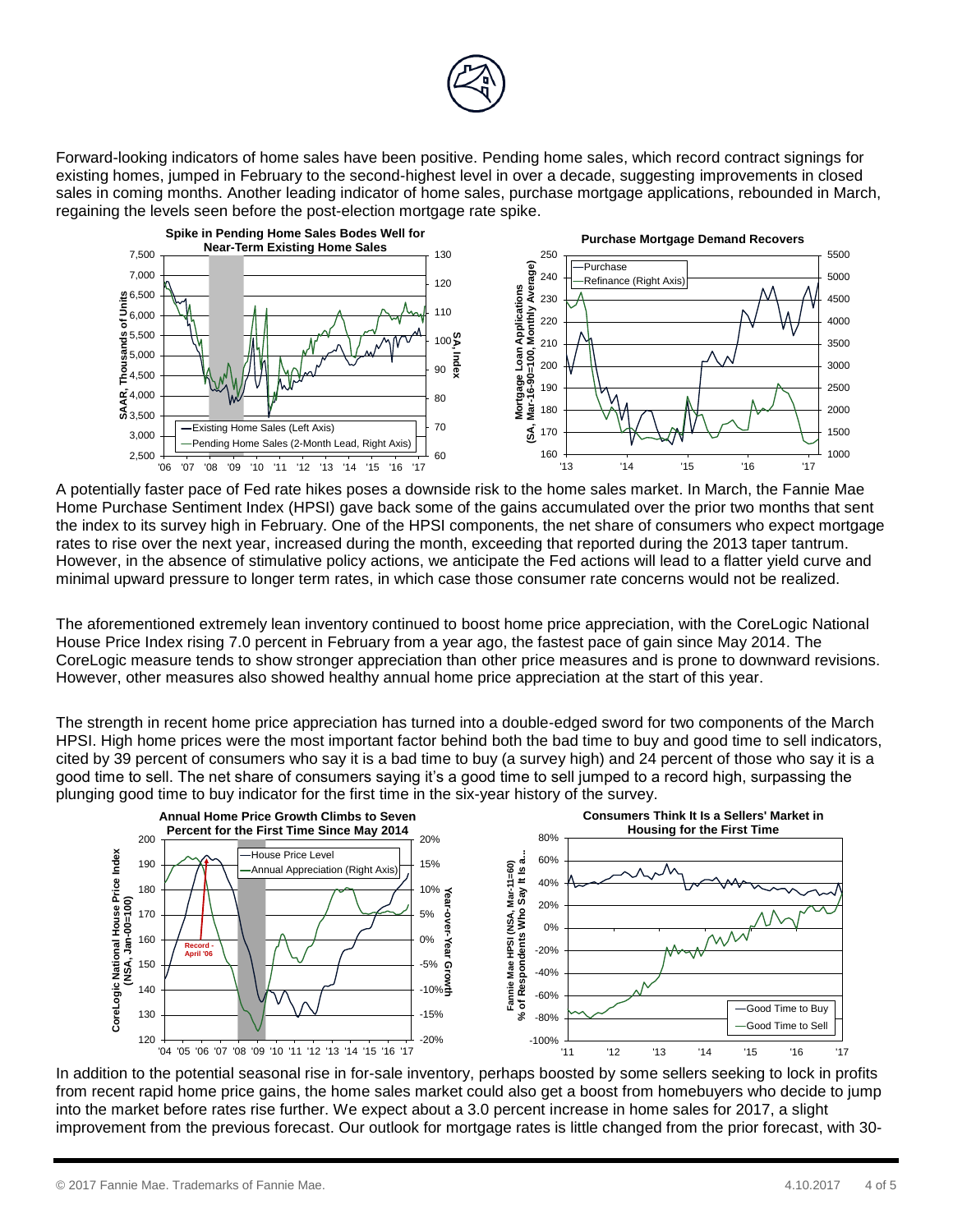Forward-looking indicators of home sales have been positive. Pending home sales, which record contract signings for existing homes, jumped in February to the second-highest level in over a decade, suggesting improvements in closed sales in coming months. Another leading indicator of home sales, purchase mortgage applications, rebounded in March, regaining the levels seen before the post-election mortgage rate spike.

**Spike in Pending Home Sales Bodes Well for Near-Term Existing Home Sales**

**Purchase Mortgage Demand Recovers**

A potentially faster pace of Fed rate hikes poses a downside risk to the home sales market. In March, the Fannie Mae Home Purchase Sentiment Index (HPSI) gave back some of the gains accumulated over the prior two months that sent the index to its survey high in February. One of the HPSI components, the net share of consumers who expect mortgage rates to rise over the next year, increased during the month, exceeding that reported during the 2013 taper tantrum. However, in the absence of stimulative policy actions, we anticipate the Fed actions will lead to a flatter yield curve and minimal upward pressure to longer term rates, in which case those consumer rate concerns would not be realized.

The aforementioned extremely lean inventory continued to boost home price appreciation, with the CoreLogic National House Price Index rising 7.0 percent in February from a year ago, the fastest pace of gain since May 2014. The CoreLogic measure tends to show stronger appreciation than other price measures and is prone to downward revisions. However, other measures also showed healthy annual home price appreciation at the start of this year.

The strength in recent home price appreciation has turned into a double-edged sword for two components of the March HPSI. High home prices were the most important factor behind both the bad time to buy and good time to sell indicators, cited by 39 percent of consumers who say it is a bad time to buy (a survey high) and 24 percent of those who say it is a good time to sell. The net share of consumers saying it's a good time to sell jumped to a record high, surpassing the plunging good time to buy indicator for the first time in the six-year history of the survey.

**Annual Home Price Growth Climbs to Seven Percent for the First Time Since May 2014**

**Consumers Think It Is a Sellers' Market in Housing for the First Time**

In addition to the potential seasonal rise in for-sale inventory, perhaps boosted by some sellers seeking to lock in profits from recent rapid home price gains, the home sales market could also get a boost from homebuyers who decide to jump into the market before rates rise further. We expect about a 3.0 percent increase in home sales for 2017, a slight improvement from the previous forecast. Our outlook for mortgage rates is little changed from the prior forecast, with 30-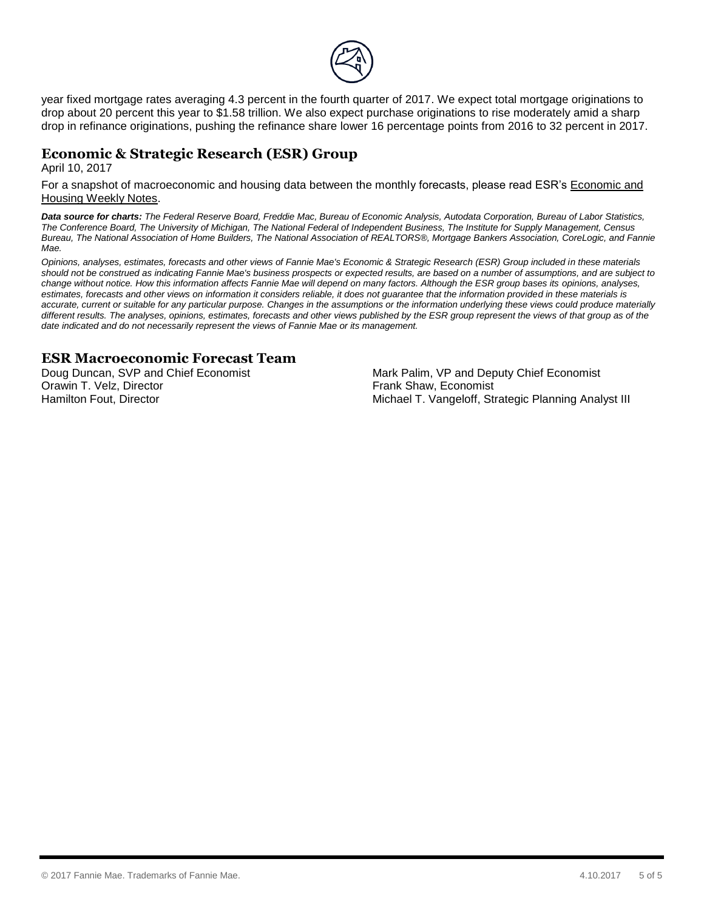year fixed mortgage rates averaging 4.3 percent in the fourth quarter of 2017. We expect total mortgage originations to drop about 20 percent this year to $1.58 trillion. We also expect purchase originations to rise moderately amid a sharp drop in refinance originations, pushing the refinance share lower 16 percentage points from 2016 to 32 percent in 2017.

## Economic & Strategic Research (ESR) Group

April 10, 2017

For a snapshot of macroeconomic and housing data between the monthly forecasts, please read ESR's Economic and Housing Weekly Notes.

***Data source for charts:*** *The Federal Reserve Board, Freddie Mac, Bureau of Economic Analysis, Autodata Corporation, Bureau of Labor Statistics, The Conference Board, The University of Michigan, The National Federal of Independent Business, The Institute for Supply Management, Census Bureau, The National Association of Home Builders, The National Association of REALTORS®, Mortgage Bankers Association, CoreLogic, and Fannie Mae.*

*Opinions, analyses, estimates, forecasts and other views of Fannie Mae's Economic & Strategic Research (ESR) Group included in these materials should not be construed as indicating Fannie Mae's business prospects or expected results, are based on a number of assumptions, and are subject to change without notice. How this information affects Fannie Mae will depend on many factors. Although the ESR group bases its opinions, analyses, estimates, forecasts and other views on information it considers reliable, it does not guarantee that the information provided in these materials is accurate, current or suitable for any particular purpose. Changes in the assumptions or the information underlying these views could produce materially different results. The analyses, opinions, estimates, forecasts and other views published by the ESR group represent the views of that group as of the date indicated and do not necessarily represent the views of Fannie Mae or its management.*

## ESR Macroeconomic Forecast Team

Doug Duncan, SVP and Chief Economist
Orawin T. Velz, Director
Hamilton Fout, Director
Mark Palim, VP and Deputy Chief Economist
Frank Shaw, Economist
Michael T. Vangeloff, Strategic Planning Analyst III

© 2017 Fannie Mae. Trademarks of Fannie Mae.